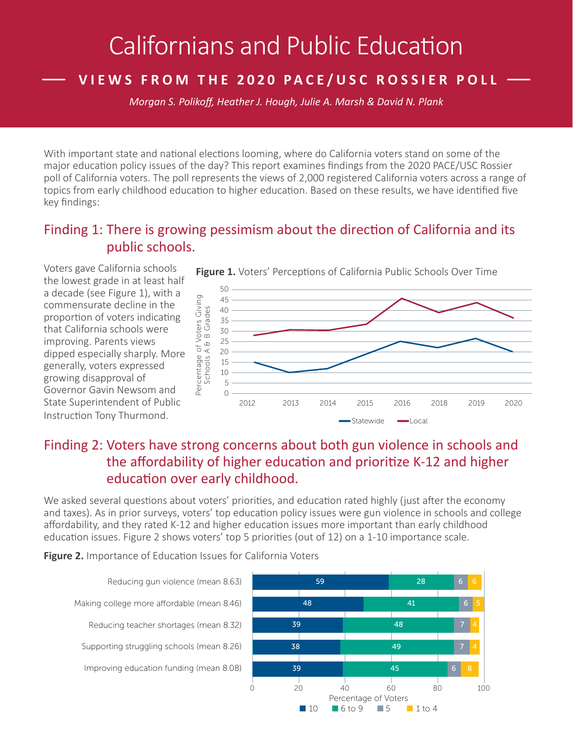# Californians and Public Education

## VIEWS FROM THE 2020 PACE/USC ROSSIER POLL

*Morgan S. Polikoff, Heather J. Hough, Julie A. Marsh & David N. Plank*

With important state and national elections looming, where do California voters stand on some of the major education policy issues of the day? This report examines findings from the 2020 PACE/USC Rossier poll of California voters. The poll represents the views of 2,000 registered California voters across a range of topics from early childhood education to higher education. Based on these results, we have identified five key findings:

## Finding 1: There is growing pessimism about the direction of California and its public schools.

Voters gave California schools the lowest grade in at least half a decade (see Figure 1), with a commensurate decline in the proportion of voters indicating that California schools were improving. Parents views dipped especially sharply. More generally, voters expressed growing disapproval of Governor Gavin Newsom and State Superintendent of Public Instruction Tony Thurmond.

**Figure 1.** Voters' Perceptions of California Public Schools Over Time

## Finding 2: Voters have strong concerns about both gun violence in schools and the affordability of higher education and prioritize K-12 and higher education over early childhood.

We asked several questions about voters' priorities, and education rated highly (just after the economy and taxes). As in prior surveys, voters' top education policy issues were gun violence in schools and college affordability, and they rated K-12 and higher education issues more important than early childhood education issues. Figure 2 shows voters' top 5 priorities (out of 12) on a 1-10 importance scale.

**Figure 2.** Importance of Education Issues for California Voters

| Issue | 10 | 6 to 9 | 5 | 1 to 4 |
|---|---|---|---|---|
| Reducing gun violence (mean 8.63) | 59 | 28 | 6 | 6 |
| Making college more affordable (mean 8.46) | 48 | 41 | 6 | 5 |
| Reducing teacher shortages (mean 8.32) | 39 | 48 | 7 | 4 |
| Supporting struggling schools (mean 8.26) | 38 | 49 | 7 | 4 |
| Improving education funding (mean 8.08) | 39 | 45 | 6 | 8 |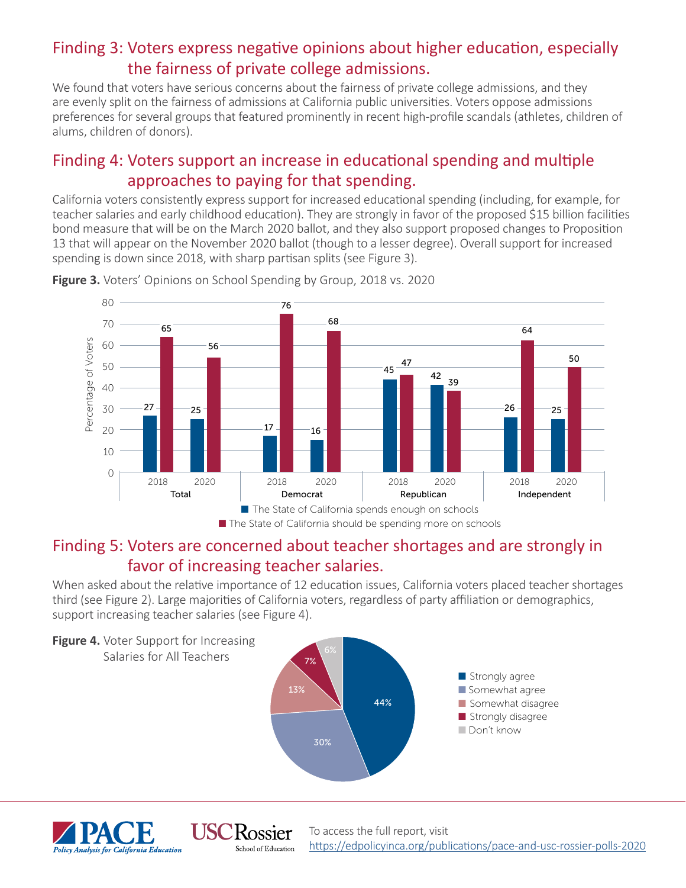## Finding 3: Voters express negative opinions about higher education, especially the fairness of private college admissions.

We found that voters have serious concerns about the fairness of private college admissions, and they are evenly split on the fairness of admissions at California public universities. Voters oppose admissions preferences for several groups that featured prominently in recent high-profile scandals (athletes, children of alums, children of donors).

## Finding 4: Voters support an increase in educational spending and multiple approaches to paying for that spending.

California voters consistently express support for increased educational spending (including, for example, for teacher salaries and early childhood education). They are strongly in favor of the proposed $15 billion facilities bond measure that will be on the March 2020 ballot, and they also support proposed changes to Proposition 13 that will appear on the November 2020 ballot (though to a lesser degree). Overall support for increased spending is down since 2018, with sharp partisan splits (see Figure 3).

**Figure 3.** Voters' Opinions on School Spending by Group, 2018 vs. 2020

Percentage of Voters
0
10
20
30
40
50
60
70
80

Total: 2018 — 27, 65; 2020 — 25, 56
Democrat: 2018 — 17, 76; 2020 — 16, 68
Republican: 2018 — 45, 47; 2020 — 42, 39
Independent: 2018 — 26, 64; 2020 — 25, 50

The State of California spends enough on schools
The State of California should be spending more on schools

## Finding 5: Voters are concerned about teacher shortages and are strongly in favor of increasing teacher salaries.

When asked about the relative importance of 12 education issues, California voters placed teacher shortages third (see Figure 2). Large majorities of California voters, regardless of party affiliation or demographics, support increasing teacher salaries (see Figure 4).

**Figure 4.** Voter Support for Increasing Salaries for All Teachers

44%
30%
13%
7%
6%

Strongly agree
Somewhat agree
Somewhat disagree
Strongly disagree
Don't know

PACE Policy Analysis for California Education

USC Rossier School of Education

To access the full report, visit
https://edpolicyinca.org/publications/pace-and-usc-rossier-polls-2020